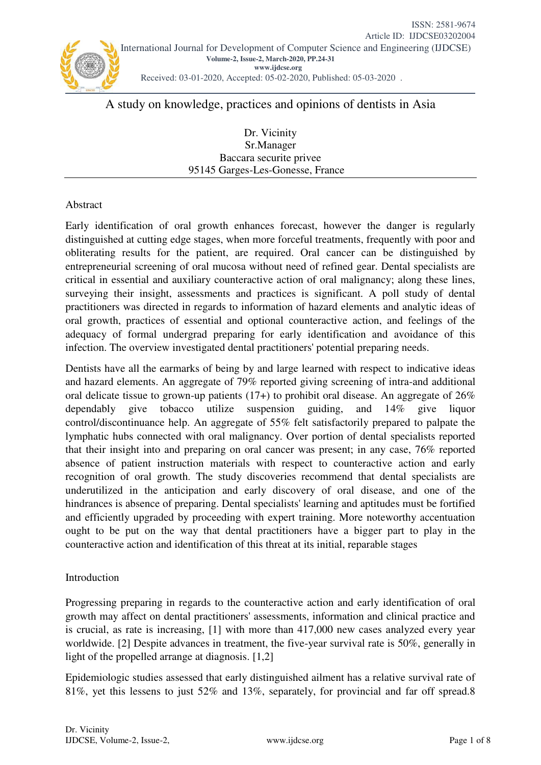# A study on knowledge, practices and opinions of dentists in Asia

Dr. Vicinity
Sr.Manager
Baccara securite privee
95145 Garges-Les-Gonesse, France

## Abstract

Early identification of oral growth enhances forecast, however the danger is regularly distinguished at cutting edge stages, when more forceful treatments, frequently with poor and obliterating results for the patient, are required. Oral cancer can be distinguished by entrepreneurial screening of oral mucosa without need of refined gear. Dental specialists are critical in essential and auxiliary counteractive action of oral malignancy; along these lines, surveying their insight, assessments and practices is significant. A poll study of dental practitioners was directed in regards to information of hazard elements and analytic ideas of oral growth, practices of essential and optional counteractive action, and feelings of the adequacy of formal undergrad preparing for early identification and avoidance of this infection. The overview investigated dental practitioners' potential preparing needs.

Dentists have all the earmarks of being by and large learned with respect to indicative ideas and hazard elements. An aggregate of 79% reported giving screening of intra-and additional oral delicate tissue to grown-up patients (17+) to prohibit oral disease. An aggregate of 26% dependably give tobacco utilize suspension guiding, and 14% give liquor control/discontinuance help. An aggregate of 55% felt satisfactorily prepared to palpate the lymphatic hubs connected with oral malignancy. Over portion of dental specialists reported that their insight into and preparing on oral cancer was present; in any case, 76% reported absence of patient instruction materials with respect to counteractive action and early recognition of oral growth. The study discoveries recommend that dental specialists are underutilized in the anticipation and early discovery of oral disease, and one of the hindrances is absence of preparing. Dental specialists' learning and aptitudes must be fortified and efficiently upgraded by proceeding with expert training. More noteworthy accentuation ought to be put on the way that dental practitioners have a bigger part to play in the counteractive action and identification of this threat at its initial, reparable stages

## Introduction

Progressing preparing in regards to the counteractive action and early identification of oral growth may affect on dental practitioners' assessments, information and clinical practice and is crucial, as rate is increasing, [1] with more than 417,000 new cases analyzed every year worldwide. [2] Despite advances in treatment, the five-year survival rate is 50%, generally in light of the propelled arrange at diagnosis. [1,2]

Epidemiologic studies assessed that early distinguished ailment has a relative survival rate of 81%, yet this lessens to just 52% and 13%, separately, for provincial and far off spread.8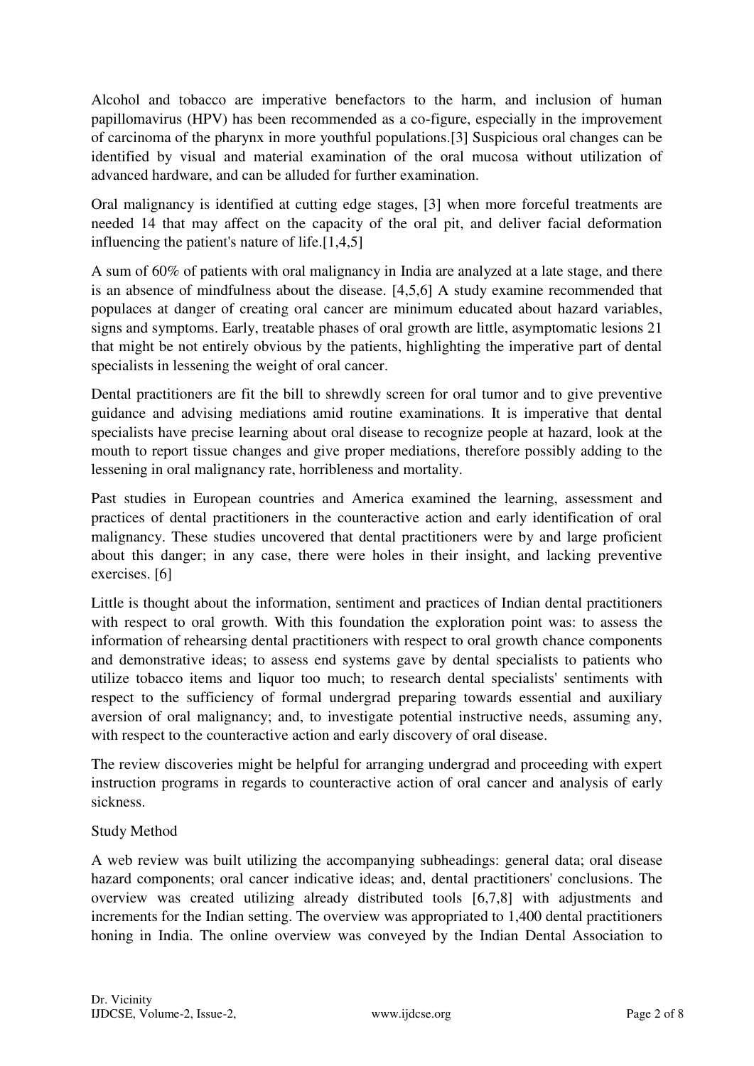Alcohol and tobacco are imperative benefactors to the harm, and inclusion of human papillomavirus (HPV) has been recommended as a co-figure, especially in the improvement of carcinoma of the pharynx in more youthful populations.[3] Suspicious oral changes can be identified by visual and material examination of the oral mucosa without utilization of advanced hardware, and can be alluded for further examination.

Oral malignancy is identified at cutting edge stages, [3] when more forceful treatments are needed 14 that may affect on the capacity of the oral pit, and deliver facial deformation influencing the patient's nature of life.[1,4,5]

A sum of 60% of patients with oral malignancy in India are analyzed at a late stage, and there is an absence of mindfulness about the disease. [4,5,6] A study examine recommended that populaces at danger of creating oral cancer are minimum educated about hazard variables, signs and symptoms. Early, treatable phases of oral growth are little, asymptomatic lesions 21 that might be not entirely obvious by the patients, highlighting the imperative part of dental specialists in lessening the weight of oral cancer.

Dental practitioners are fit the bill to shrewdly screen for oral tumor and to give preventive guidance and advising mediations amid routine examinations. It is imperative that dental specialists have precise learning about oral disease to recognize people at hazard, look at the mouth to report tissue changes and give proper mediations, therefore possibly adding to the lessening in oral malignancy rate, horribleness and mortality.

Past studies in European countries and America examined the learning, assessment and practices of dental practitioners in the counteractive action and early identification of oral malignancy. These studies uncovered that dental practitioners were by and large proficient about this danger; in any case, there were holes in their insight, and lacking preventive exercises. [6]

Little is thought about the information, sentiment and practices of Indian dental practitioners with respect to oral growth. With this foundation the exploration point was: to assess the information of rehearsing dental practitioners with respect to oral growth chance components and demonstrative ideas; to assess end systems gave by dental specialists to patients who utilize tobacco items and liquor too much; to research dental specialists' sentiments with respect to the sufficiency of formal undergrad preparing towards essential and auxiliary aversion of oral malignancy; and, to investigate potential instructive needs, assuming any, with respect to the counteractive action and early discovery of oral disease.

The review discoveries might be helpful for arranging undergrad and proceeding with expert instruction programs in regards to counteractive action of oral cancer and analysis of early sickness.

Study Method

A web review was built utilizing the accompanying subheadings: general data; oral disease hazard components; oral cancer indicative ideas; and, dental practitioners' conclusions. The overview was created utilizing already distributed tools [6,7,8] with adjustments and increments for the Indian setting. The overview was appropriated to 1,400 dental practitioners honing in India. The online overview was conveyed by the Indian Dental Association to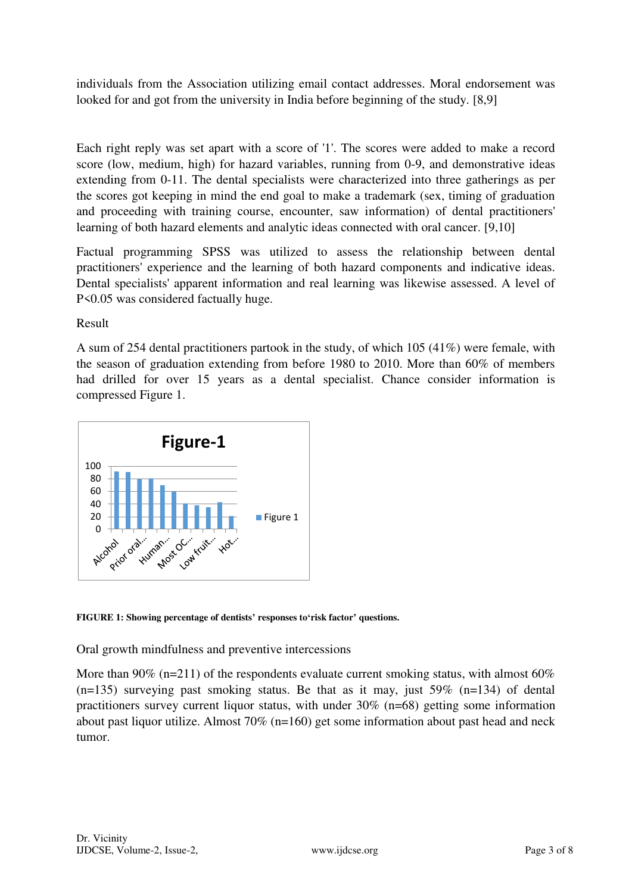individuals from the Association utilizing email contact addresses. Moral endorsement was looked for and got from the university in India before beginning of the study. [8,9]

Each right reply was set apart with a score of '1'. The scores were added to make a record score (low, medium, high) for hazard variables, running from 0-9, and demonstrative ideas extending from 0-11. The dental specialists were characterized into three gatherings as per the scores got keeping in mind the end goal to make a trademark (sex, timing of graduation and proceeding with training course, encounter, saw information) of dental practitioners' learning of both hazard elements and analytic ideas connected with oral cancer. [9,10]

Factual programming SPSS was utilized to assess the relationship between dental practitioners' experience and the learning of both hazard components and indicative ideas. Dental specialists' apparent information and real learning was likewise assessed. A level of $P<0.05$ was considered factually huge.

## Result

A sum of 254 dental practitioners partook in the study, of which 105 (41%) were female, with the season of graduation extending from before 1980 to 2010. More than 60% of members had drilled for over 15 years as a dental specialist. Chance consider information is compressed Figure 1.

Figure-1

100
80
60
40
20
0

Alcohol
Prior oral...
Human...
Most OC...
Low fruit...
Hot...

Figure 1

**FIGURE 1: Showing percentage of dentists' responses to'risk factor' questions.**

### Oral growth mindfulness and preventive intercessions

More than 90% (n=211) of the respondents evaluate current smoking status, with almost 60% (n=135) surveying past smoking status. Be that as it may, just 59% (n=134) of dental practitioners survey current liquor status, with under 30% (n=68) getting some information about past liquor utilize. Almost 70% (n=160) get some information about past head and neck tumor.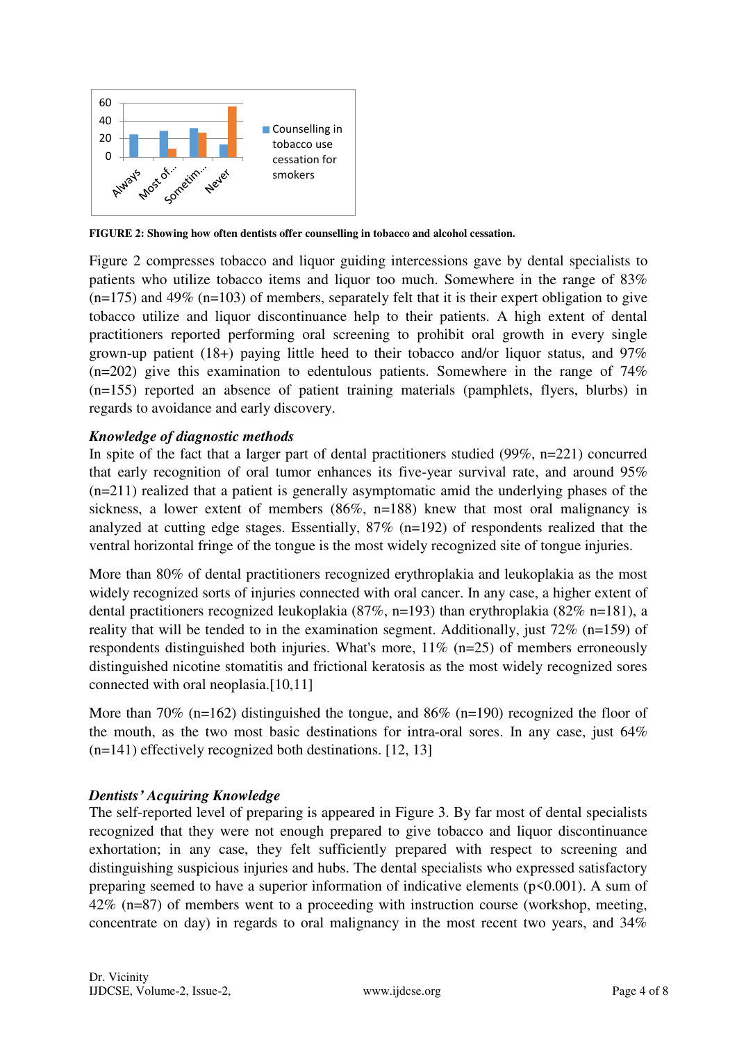60
40
20
0
Always
Most of...
Sometim...
Never
Counselling in tobacco use cessation for smokers

**FIGURE 2: Showing how often dentists offer counselling in tobacco and alcohol cessation.**

Figure 2 compresses tobacco and liquor guiding intercessions gave by dental specialists to patients who utilize tobacco items and liquor too much. Somewhere in the range of 83% (n=175) and 49% (n=103) of members, separately felt that it is their expert obligation to give tobacco utilize and liquor discontinuance help to their patients. A high extent of dental practitioners reported performing oral screening to prohibit oral growth in every single grown-up patient (18+) paying little heed to their tobacco and/or liquor status, and 97% (n=202) give this examination to edentulous patients. Somewhere in the range of 74% (n=155) reported an absence of patient training materials (pamphlets, flyers, blurbs) in regards to avoidance and early discovery.

### *Knowledge of diagnostic methods*

In spite of the fact that a larger part of dental practitioners studied (99%, n=221) concurred that early recognition of oral tumor enhances its five-year survival rate, and around 95% (n=211) realized that a patient is generally asymptomatic amid the underlying phases of the sickness, a lower extent of members (86%, n=188) knew that most oral malignancy is analyzed at cutting edge stages. Essentially, 87% (n=192) of respondents realized that the ventral horizontal fringe of the tongue is the most widely recognized site of tongue injuries.

More than 80% of dental practitioners recognized erythroplakia and leukoplakia as the most widely recognized sorts of injuries connected with oral cancer. In any case, a higher extent of dental practitioners recognized leukoplakia (87%, n=193) than erythroplakia (82% n=181), a reality that will be tended to in the examination segment. Additionally, just 72% (n=159) of respondents distinguished both injuries. What's more, 11% (n=25) of members erroneously distinguished nicotine stomatitis and frictional keratosis as the most widely recognized sores connected with oral neoplasia.[10,11]

More than 70% (n=162) distinguished the tongue, and 86% (n=190) recognized the floor of the mouth, as the two most basic destinations for intra-oral sores. In any case, just 64% (n=141) effectively recognized both destinations. [12, 13]

### *Dentists' Acquiring Knowledge*

The self-reported level of preparing is appeared in Figure 3. By far most of dental specialists recognized that they were not enough prepared to give tobacco and liquor discontinuance exhortation; in any case, they felt sufficiently prepared with respect to screening and distinguishing suspicious injuries and hubs. The dental specialists who expressed satisfactory preparing seemed to have a superior information of indicative elements ($p<0.001$). A sum of 42% (n=87) of members went to a proceeding with instruction course (workshop, meeting, concentrate on day) in regards to oral malignancy in the most recent two years, and 34%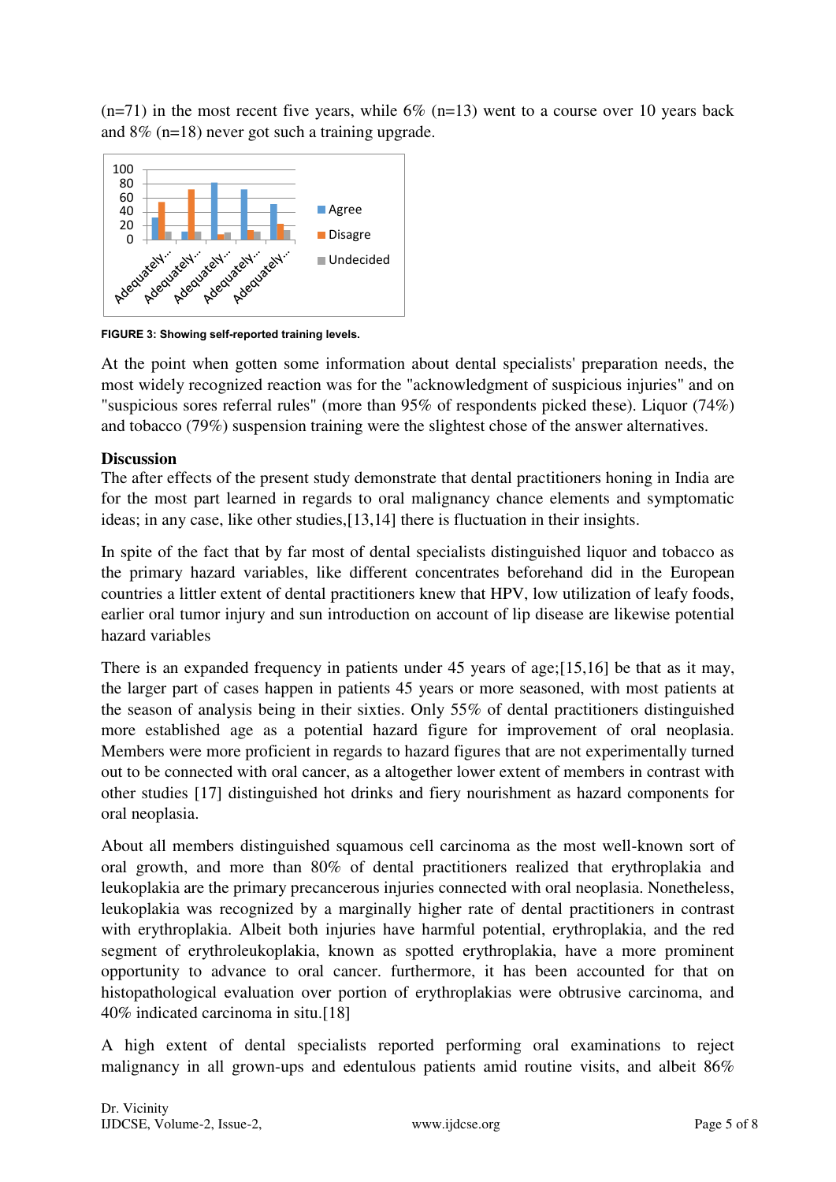(n=71) in the most recent five years, while 6% (n=13) went to a course over 10 years back and 8% (n=18) never got such a training upgrade.

100
80
60
40
20
0

Adequately...
Adequately...
Adequately...
Adequately...
Adequately...

Agree
Disagre
Undecided

**FIGURE 3: Showing self-reported training levels.**

At the point when gotten some information about dental specialists' preparation needs, the most widely recognized reaction was for the "acknowledgment of suspicious injuries" and on "suspicious sores referral rules" (more than 95% of respondents picked these). Liquor (74%) and tobacco (79%) suspension training were the slightest chose of the answer alternatives.

## Discussion

The after effects of the present study demonstrate that dental practitioners honing in India are for the most part learned in regards to oral malignancy chance elements and symptomatic ideas; in any case, like other studies,[13,14] there is fluctuation in their insights.

In spite of the fact that by far most of dental specialists distinguished liquor and tobacco as the primary hazard variables, like different concentrates beforehand did in the European countries a littler extent of dental practitioners knew that HPV, low utilization of leafy foods, earlier oral tumor injury and sun introduction on account of lip disease are likewise potential hazard variables

There is an expanded frequency in patients under 45 years of age;[15,16] be that as it may, the larger part of cases happen in patients 45 years or more seasoned, with most patients at the season of analysis being in their sixties. Only 55% of dental practitioners distinguished more established age as a potential hazard figure for improvement of oral neoplasia. Members were more proficient in regards to hazard figures that are not experimentally turned out to be connected with oral cancer, as a altogether lower extent of members in contrast with other studies [17] distinguished hot drinks and fiery nourishment as hazard components for oral neoplasia.

About all members distinguished squamous cell carcinoma as the most well-known sort of oral growth, and more than 80% of dental practitioners realized that erythroplakia and leukoplakia are the primary precancerous injuries connected with oral neoplasia. Nonetheless, leukoplakia was recognized by a marginally higher rate of dental practitioners in contrast with erythroplakia. Albeit both injuries have harmful potential, erythroplakia, and the red segment of erythroleukoplakia, known as spotted erythroplakia, have a more prominent opportunity to advance to oral cancer. furthermore, it has been accounted for that on histopathological evaluation over portion of erythroplakias were obtrusive carcinoma, and 40% indicated carcinoma in situ.[18]

A high extent of dental specialists reported performing oral examinations to reject malignancy in all grown-ups and edentulous patients amid routine visits, and albeit 86%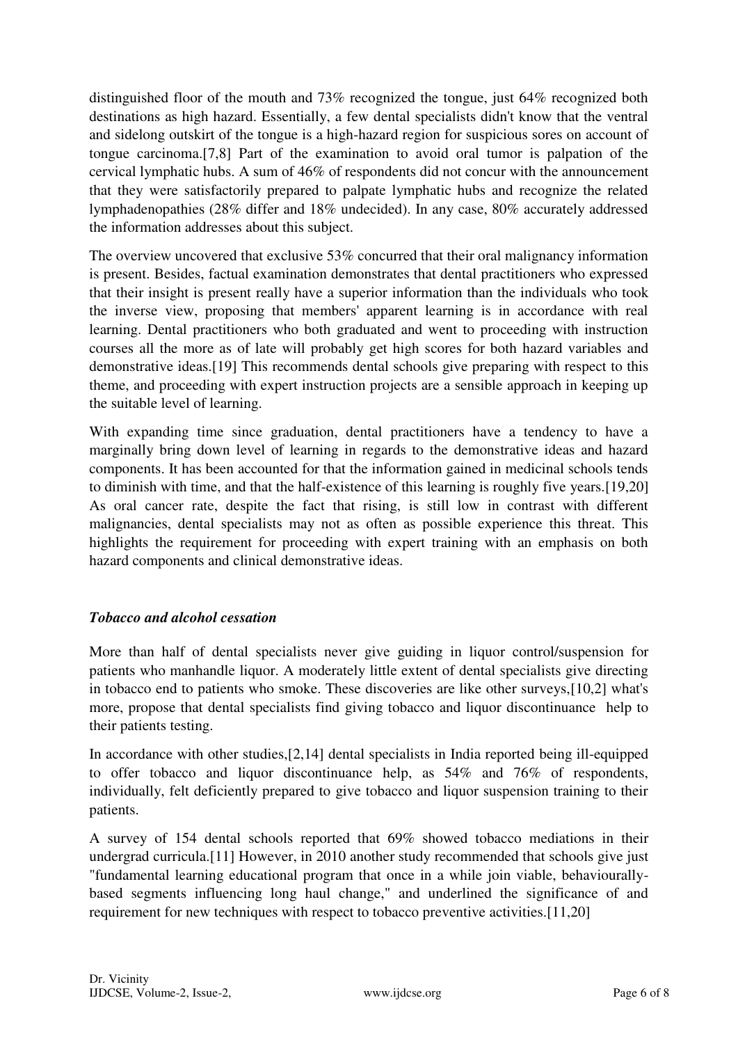distinguished floor of the mouth and 73% recognized the tongue, just 64% recognized both destinations as high hazard. Essentially, a few dental specialists didn't know that the ventral and sidelong outskirt of the tongue is a high-hazard region for suspicious sores on account of tongue carcinoma.[7,8] Part of the examination to avoid oral tumor is palpation of the cervical lymphatic hubs. A sum of 46% of respondents did not concur with the announcement that they were satisfactorily prepared to palpate lymphatic hubs and recognize the related lymphadenopathies (28% differ and 18% undecided). In any case, 80% accurately addressed the information addresses about this subject.

The overview uncovered that exclusive 53% concurred that their oral malignancy information is present. Besides, factual examination demonstrates that dental practitioners who expressed that their insight is present really have a superior information than the individuals who took the inverse view, proposing that members' apparent learning is in accordance with real learning. Dental practitioners who both graduated and went to proceeding with instruction courses all the more as of late will probably get high scores for both hazard variables and demonstrative ideas.[19] This recommends dental schools give preparing with respect to this theme, and proceeding with expert instruction projects are a sensible approach in keeping up the suitable level of learning.

With expanding time since graduation, dental practitioners have a tendency to have a marginally bring down level of learning in regards to the demonstrative ideas and hazard components. It has been accounted for that the information gained in medicinal schools tends to diminish with time, and that the half-existence of this learning is roughly five years.[19,20] As oral cancer rate, despite the fact that rising, is still low in contrast with different malignancies, dental specialists may not as often as possible experience this threat. This highlights the requirement for proceeding with expert training with an emphasis on both hazard components and clinical demonstrative ideas.

### *Tobacco and alcohol cessation*

More than half of dental specialists never give guiding in liquor control/suspension for patients who manhandle liquor. A moderately little extent of dental specialists give directing in tobacco end to patients who smoke. These discoveries are like other surveys,[10,2] what's more, propose that dental specialists find giving tobacco and liquor discontinuance help to their patients testing.

In accordance with other studies,[2,14] dental specialists in India reported being ill-equipped to offer tobacco and liquor discontinuance help, as 54% and 76% of respondents, individually, felt deficiently prepared to give tobacco and liquor suspension training to their patients.

A survey of 154 dental schools reported that 69% showed tobacco mediations in their undergrad curricula.[11] However, in 2010 another study recommended that schools give just "fundamental learning educational program that once in a while join viable, behaviourally-based segments influencing long haul change," and underlined the significance of and requirement for new techniques with respect to tobacco preventive activities.[11,20]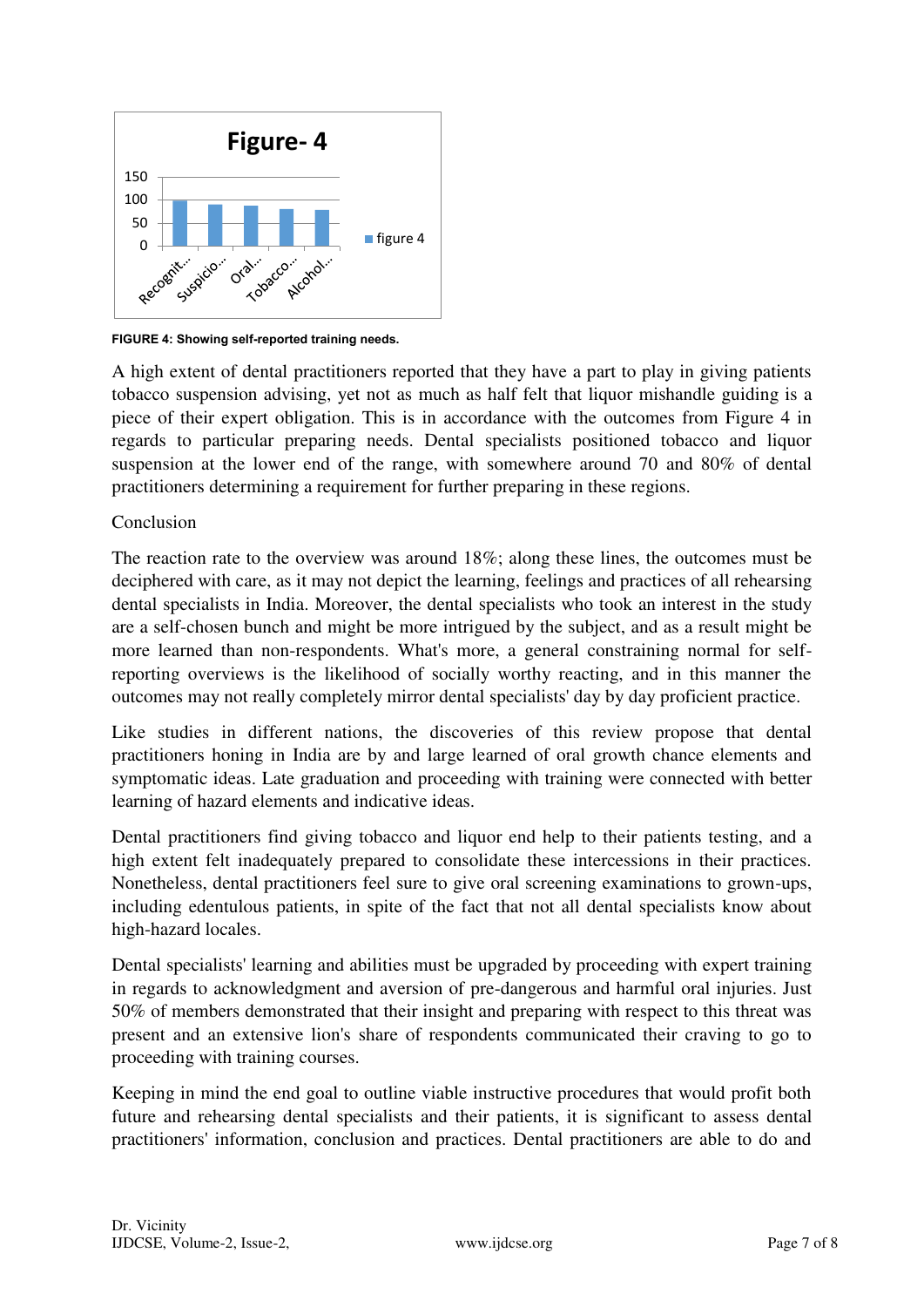Figure- 4

150
100
50
0

Recognit...
Suspicio...
Oral...
Tobacco...
Alcohol...

figure 4

**FIGURE 4: Showing self-reported training needs.**

A high extent of dental practitioners reported that they have a part to play in giving patients tobacco suspension advising, yet not as much as half felt that liquor mishandle guiding is a piece of their expert obligation. This is in accordance with the outcomes from Figure 4 in regards to particular preparing needs. Dental specialists positioned tobacco and liquor suspension at the lower end of the range, with somewhere around 70 and 80% of dental practitioners determining a requirement for further preparing in these regions.

## Conclusion

The reaction rate to the overview was around 18%; along these lines, the outcomes must be deciphered with care, as it may not depict the learning, feelings and practices of all rehearsing dental specialists in India. Moreover, the dental specialists who took an interest in the study are a self-chosen bunch and might be more intrigued by the subject, and as a result might be more learned than non-respondents. What's more, a general constraining normal for self-reporting overviews is the likelihood of socially worthy reacting, and in this manner the outcomes may not really completely mirror dental specialists' day by day proficient practice.

Like studies in different nations, the discoveries of this review propose that dental practitioners honing in India are by and large learned of oral growth chance elements and symptomatic ideas. Late graduation and proceeding with training were connected with better learning of hazard elements and indicative ideas.

Dental practitioners find giving tobacco and liquor end help to their patients testing, and a high extent felt inadequately prepared to consolidate these intercessions in their practices. Nonetheless, dental practitioners feel sure to give oral screening examinations to grown-ups, including edentulous patients, in spite of the fact that not all dental specialists know about high-hazard locales.

Dental specialists' learning and abilities must be upgraded by proceeding with expert training in regards to acknowledgment and aversion of pre-dangerous and harmful oral injuries. Just 50% of members demonstrated that their insight and preparing with respect to this threat was present and an extensive lion's share of respondents communicated their craving to go to proceeding with training courses.

Keeping in mind the end goal to outline viable instructive procedures that would profit both future and rehearsing dental specialists and their patients, it is significant to assess dental practitioners' information, conclusion and practices. Dental practitioners are able to do and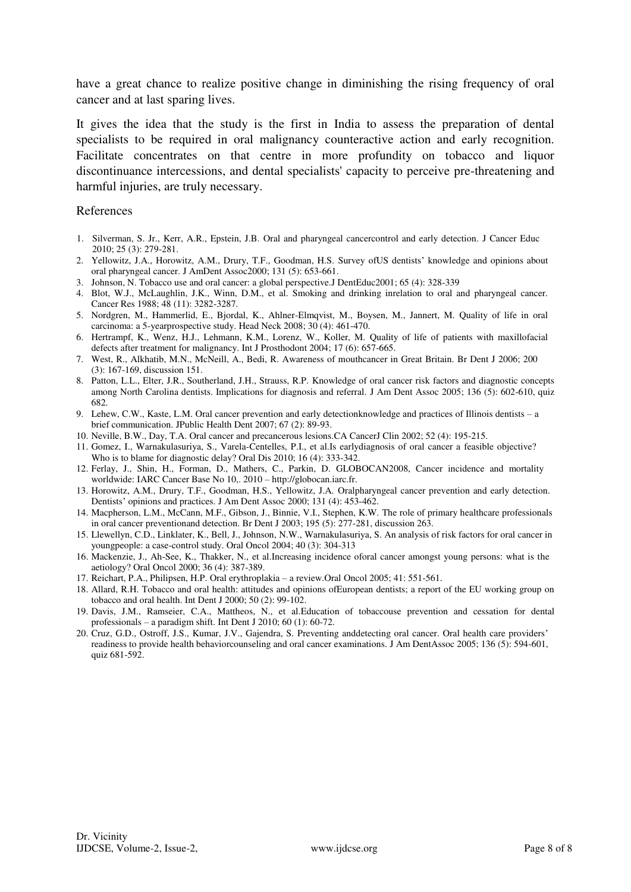have a great chance to realize positive change in diminishing the rising frequency of oral cancer and at last sparing lives.

It gives the idea that the study is the first in India to assess the preparation of dental specialists to be required in oral malignancy counteractive action and early recognition. Facilitate concentrates on that centre in more profundity on tobacco and liquor discontinuance intercessions, and dental specialists' capacity to perceive pre-threatening and harmful injuries, are truly necessary.

## References

1. Silverman, S. Jr., Kerr, A.R., Epstein, J.B. Oral and pharyngeal cancercontrol and early detection. J Cancer Educ 2010; 25 (3): 279-281.
2. Yellowitz, J.A., Horowitz, A.M., Drury, T.F., Goodman, H.S. Survey ofUS dentists' knowledge and opinions about oral pharyngeal cancer. J AmDent Assoc2000; 131 (5): 653-661.
3. Johnson, N. Tobacco use and oral cancer: a global perspective.J DentEduc2001; 65 (4): 328-339
4. Blot, W.J., McLaughlin, J.K., Winn, D.M., et al. Smoking and drinking inrelation to oral and pharyngeal cancer. Cancer Res 1988; 48 (11): 3282-3287.
5. Nordgren, M., Hammerlid, E., Bjordal, K., Ahlner-Elmqvist, M., Boysen, M., Jannert, M. Quality of life in oral carcinoma: a 5-yearprospective study. Head Neck 2008; 30 (4): 461-470.
6. Hertrampf, K., Wenz, H.J., Lehmann, K.M., Lorenz, W., Koller, M. Quality of life of patients with maxillofacial defects after treatment for malignancy. Int J Prosthodont 2004; 17 (6): 657-665.
7. West, R., Alkhatib, M.N., McNeill, A., Bedi, R. Awareness of mouthcancer in Great Britain. Br Dent J 2006; 200 (3): 167-169, discussion 151.
8. Patton, L.L., Elter, J.R., Southerland, J.H., Strauss, R.P. Knowledge of oral cancer risk factors and diagnostic concepts among North Carolina dentists. Implications for diagnosis and referral. J Am Dent Assoc 2005; 136 (5): 602-610, quiz 682.
9. Lehew, C.W., Kaste, L.M. Oral cancer prevention and early detectionknowledge and practices of Illinois dentists – a brief communication. JPublic Health Dent 2007; 67 (2): 89-93.
10. Neville, B.W., Day, T.A. Oral cancer and precancerous lesions.CA CancerJ Clin 2002; 52 (4): 195-215.
11. Gomez, I., Warnakulasuriya, S., Varela-Centelles, P.I., et al.Is earlydiagnosis of oral cancer a feasible objective? Who is to blame for diagnostic delay? Oral Dis 2010; 16 (4): 333-342.
12. Ferlay, J., Shin, H., Forman, D., Mathers, C., Parkin, D. GLOBOCAN2008, Cancer incidence and mortality worldwide: IARC Cancer Base No 10,. 2010 – http://globocan.iarc.fr.
13. Horowitz, A.M., Drury, T.F., Goodman, H.S., Yellowitz, J.A. Oralpharyngeal cancer prevention and early detection. Dentists' opinions and practices. J Am Dent Assoc 2000; 131 (4): 453-462.
14. Macpherson, L.M., McCann, M.F., Gibson, J., Binnie, V.I., Stephen, K.W. The role of primary healthcare professionals in oral cancer preventionand detection. Br Dent J 2003; 195 (5): 277-281, discussion 263.
15. Llewellyn, C.D., Linklater, K., Bell, J., Johnson, N.W., Warnakulasuriya, S. An analysis of risk factors for oral cancer in youngpeople: a case-control study. Oral Oncol 2004; 40 (3): 304-313
16. Mackenzie, J., Ah-See, K., Thakker, N., et al.Increasing incidence oforal cancer amongst young persons: what is the aetiology? Oral Oncol 2000; 36 (4): 387-389.
17. Reichart, P.A., Philipsen, H.P. Oral erythroplakia – a review.Oral Oncol 2005; 41: 551-561.
18. Allard, R.H. Tobacco and oral health: attitudes and opinions ofEuropean dentists; a report of the EU working group on tobacco and oral health. Int Dent J 2000; 50 (2): 99-102.
19. Davis, J.M., Ramseier, C.A., Mattheos, N., et al.Education of tobaccouse prevention and cessation for dental professionals – a paradigm shift. Int Dent J 2010; 60 (1): 60-72.
20. Cruz, G.D., Ostroff, J.S., Kumar, J.V., Gajendra, S. Preventing anddetecting oral cancer. Oral health care providers' readiness to provide health behaviorcounseling and oral cancer examinations. J Am DentAssoc 2005; 136 (5): 594-601, quiz 681-592.